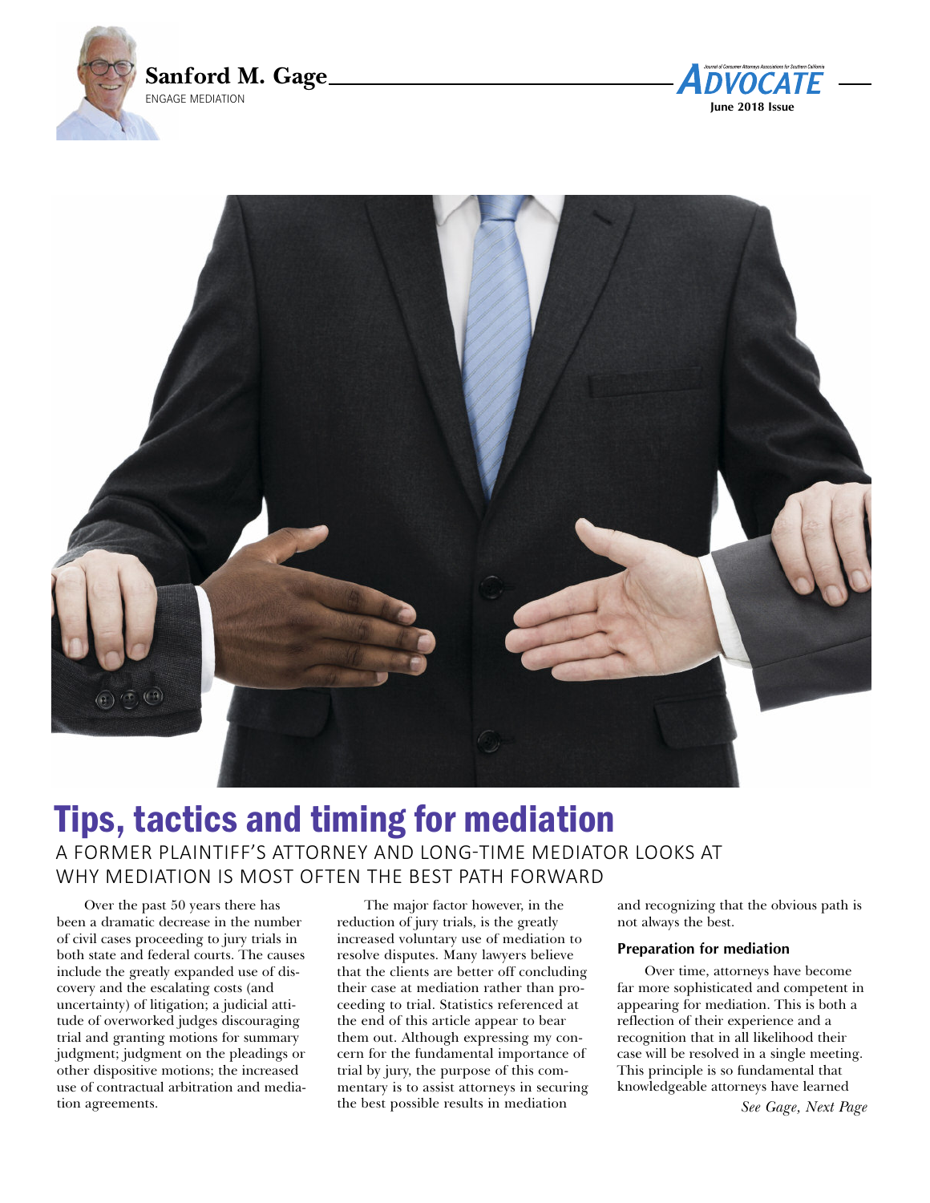**Sanford M. Gage**
ENGAGE MEDIATION

# Tips, tactics and timing for mediation

## A FORMER PLAINTIFF'S ATTORNEY AND LONG-TIME MEDIATOR LOOKS AT WHY MEDIATION IS MOST OFTEN THE BEST PATH FORWARD

Over the past 50 years there has been a dramatic decrease in the number of civil cases proceeding to jury trials in both state and federal courts. The causes include the greatly expanded use of discovery and the escalating costs (and uncertainty) of litigation; a judicial attitude of overworked judges discouraging trial and granting motions for summary judgment; judgment on the pleadings or other dispositive motions; the increased use of contractual arbitration and mediation agreements.

The major factor however, in the reduction of jury trials, is the greatly increased voluntary use of mediation to resolve disputes. Many lawyers believe that the clients are better off concluding their case at mediation rather than proceeding to trial. Statistics referenced at the end of this article appear to bear them out. Although expressing my concern for the fundamental importance of trial by jury, the purpose of this commentary is to assist attorneys in securing the best possible results in mediation and recognizing that the obvious path is not always the best.

### Preparation for mediation

Over time, attorneys have become far more sophisticated and competent in appearing for mediation. This is both a reflection of their experience and a recognition that in all likelihood their case will be resolved in a single meeting. This principle is so fundamental that knowledgeable attorneys have learned

*See Gage, Next Page*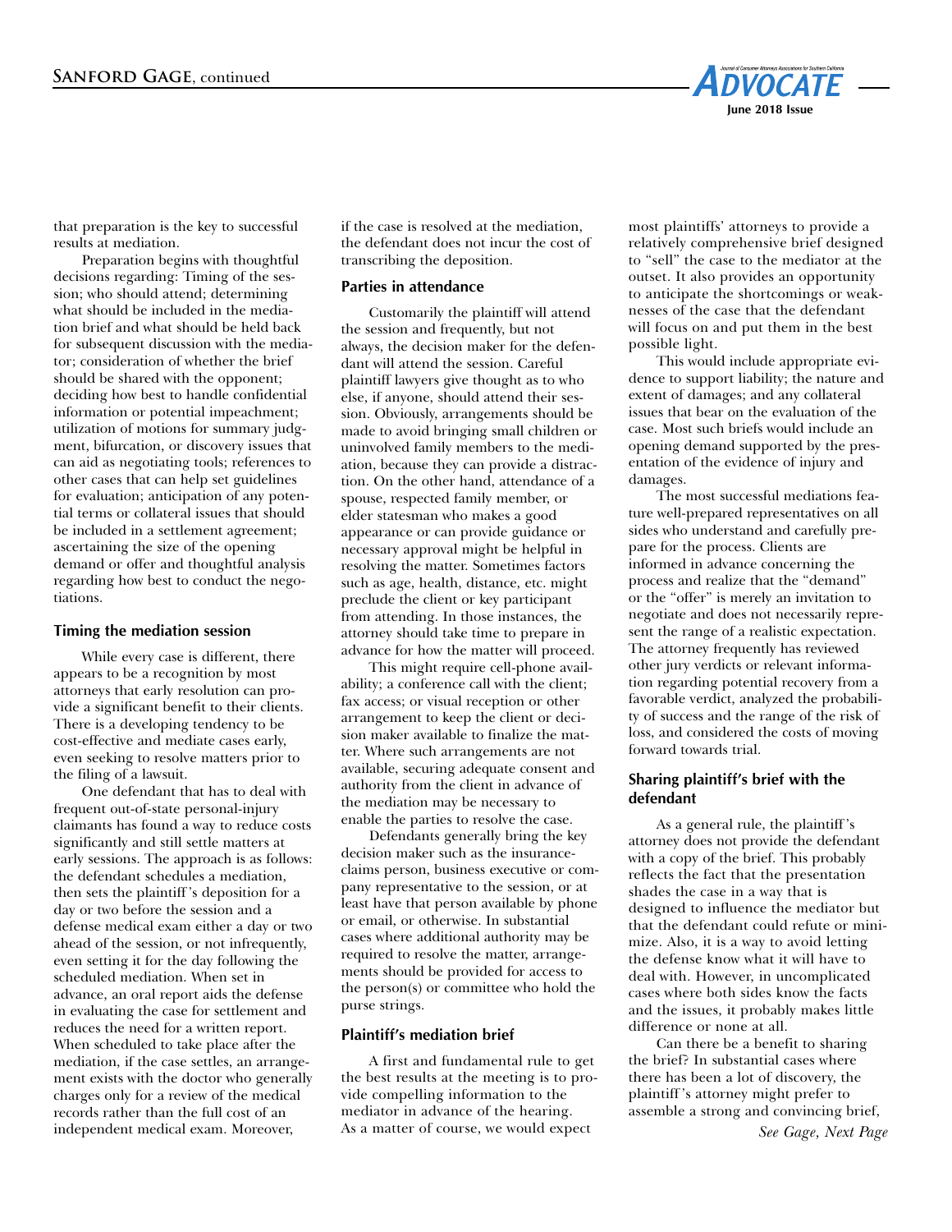that preparation is the key to successful results at mediation.

Preparation begins with thoughtful decisions regarding: Timing of the session; who should attend; determining what should be included in the mediation brief and what should be held back for subsequent discussion with the mediator; consideration of whether the brief should be shared with the opponent; deciding how best to handle confidential information or potential impeachment; utilization of motions for summary judgment, bifurcation, or discovery issues that can aid as negotiating tools; references to other cases that can help set guidelines for evaluation; anticipation of any potential terms or collateral issues that should be included in a settlement agreement; ascertaining the size of the opening demand or offer and thoughtful analysis regarding how best to conduct the negotiations.

### Timing the mediation session

While every case is different, there appears to be a recognition by most attorneys that early resolution can provide a significant benefit to their clients. There is a developing tendency to be cost-effective and mediate cases early, even seeking to resolve matters prior to the filing of a lawsuit.

One defendant that has to deal with frequent out-of-state personal-injury claimants has found a way to reduce costs significantly and still settle matters at early sessions. The approach is as follows: the defendant schedules a mediation, then sets the plaintiff's deposition for a day or two before the session and a defense medical exam either a day or two ahead of the session, or not infrequently, even setting it for the day following the scheduled mediation. When set in advance, an oral report aids the defense in evaluating the case for settlement and reduces the need for a written report. When scheduled to take place after the mediation, if the case settles, an arrangement exists with the doctor who generally charges only for a review of the medical records rather than the full cost of an independent medical exam. Moreover, if the case is resolved at the mediation, the defendant does not incur the cost of transcribing the deposition.

### Parties in attendance

Customarily the plaintiff will attend the session and frequently, but not always, the decision maker for the defendant will attend the session. Careful plaintiff lawyers give thought as to who else, if anyone, should attend their session. Obviously, arrangements should be made to avoid bringing small children or uninvolved family members to the mediation, because they can provide a distraction. On the other hand, attendance of a spouse, respected family member, or elder statesman who makes a good appearance or can provide guidance or necessary approval might be helpful in resolving the matter. Sometimes factors such as age, health, distance, etc. might preclude the client or key participant from attending. In those instances, the attorney should take time to prepare in advance for how the matter will proceed.

This might require cell-phone availability; a conference call with the client; fax access; or visual reception or other arrangement to keep the client or decision maker available to finalize the matter. Where such arrangements are not available, securing adequate consent and authority from the client in advance of the mediation may be necessary to enable the parties to resolve the case.

Defendants generally bring the key decision maker such as the insurance-claims person, business executive or company representative to the session, or at least have that person available by phone or email, or otherwise. In substantial cases where additional authority may be required to resolve the matter, arrangements should be provided for access to the person(s) or committee who hold the purse strings.

### Plaintiff's mediation brief

A first and fundamental rule to get the best results at the meeting is to provide compelling information to the mediator in advance of the hearing. As a matter of course, we would expect most plaintiffs' attorneys to provide a relatively comprehensive brief designed to "sell" the case to the mediator at the outset. It also provides an opportunity to anticipate the shortcomings or weaknesses of the case that the defendant will focus on and put them in the best possible light.

This would include appropriate evidence to support liability; the nature and extent of damages; and any collateral issues that bear on the evaluation of the case. Most such briefs would include an opening demand supported by the presentation of the evidence of injury and damages.

The most successful mediations feature well-prepared representatives on all sides who understand and carefully prepare for the process. Clients are informed in advance concerning the process and realize that the "demand" or the "offer" is merely an invitation to negotiate and does not necessarily represent the range of a realistic expectation. The attorney frequently has reviewed other jury verdicts or relevant information regarding potential recovery from a favorable verdict, analyzed the probability of success and the range of the risk of loss, and considered the costs of moving forward towards trial.

### Sharing plaintiff's brief with the defendant

As a general rule, the plaintiff's attorney does not provide the defendant with a copy of the brief. This probably reflects the fact that the presentation shades the case in a way that is designed to influence the mediator but that the defendant could refute or minimize. Also, it is a way to avoid letting the defense know what it will have to deal with. However, in uncomplicated cases where both sides know the facts and the issues, it probably makes little difference or none at all.

Can there be a benefit to sharing the brief? In substantial cases where there has been a lot of discovery, the plaintiff's attorney might prefer to assemble a strong and convincing brief,

*See Gage, Next Page*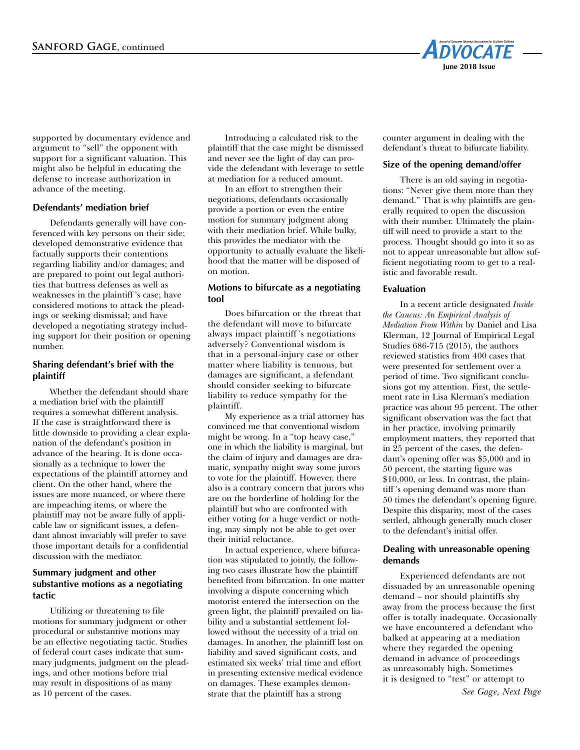supported by documentary evidence and argument to "sell" the opponent with support for a significant valuation. This might also be helpful in educating the defense to increase authorization in advance of the meeting.

### Defendants' mediation brief

Defendants generally will have conferenced with key persons on their side; developed demonstrative evidence that factually supports their contentions regarding liability and/or damages; and are prepared to point out legal authorities that buttress defenses as well as weaknesses in the plaintiff's case; have considered motions to attack the pleadings or seeking dismissal; and have developed a negotiating strategy including support for their position or opening number.

### Sharing defendant's brief with the plaintiff

Whether the defendant should share a mediation brief with the plaintiff requires a somewhat different analysis. If the case is straightforward there is little downside to providing a clear explanation of the defendant's position in advance of the hearing. It is done occasionally as a technique to lower the expectations of the plaintiff attorney and client. On the other hand, where the issues are more nuanced, or where there are impeaching items, or where the plaintiff may not be aware fully of applicable law or significant issues, a defendant almost invariably will prefer to save those important details for a confidential discussion with the mediator.

### Summary judgment and other substantive motions as a negotiating tactic

Utilizing or threatening to file motions for summary judgment or other procedural or substantive motions may be an effective negotiating tactic. Studies of federal court cases indicate that summary judgments, judgment on the pleadings, and other motions before trial may result in dispositions of as many as 10 percent of the cases.

Introducing a calculated risk to the plaintiff that the case might be dismissed and never see the light of day can provide the defendant with leverage to settle at mediation for a reduced amount.

In an effort to strengthen their negotiations, defendants occasionally provide a portion or even the entire motion for summary judgment along with their mediation brief. While bulky, this provides the mediator with the opportunity to actually evaluate the likelihood that the matter will be disposed of on motion.

### Motions to bifurcate as a negotiating tool

Does bifurcation or the threat that the defendant will move to bifurcate always impact plaintiff's negotiations adversely? Conventional wisdom is that in a personal-injury case or other matter where liability is tenuous, but damages are significant, a defendant should consider seeking to bifurcate liability to reduce sympathy for the plaintiff.

My experience as a trial attorney has convinced me that conventional wisdom might be wrong. In a "top heavy case," one in which the liability is marginal, but the claim of injury and damages are dramatic, sympathy might sway some jurors to vote for the plaintiff. However, there also is a contrary concern that jurors who are on the borderline of holding for the plaintiff but who are confronted with either voting for a huge verdict or nothing, may simply not be able to get over their initial reluctance.

In actual experience, where bifurcation was stipulated to jointly, the following two cases illustrate how the plaintiff benefited from bifurcation. In one matter involving a dispute concerning which motorist entered the intersection on the green light, the plaintiff prevailed on liability and a substantial settlement followed without the necessity of a trial on damages. In another, the plaintiff lost on liability and saved significant costs, and estimated six weeks' trial time and effort in presenting extensive medical evidence on damages. These examples demonstrate that the plaintiff has a strong counter argument in dealing with the defendant's threat to bifurcate liability.

### Size of the opening demand/offer

There is an old saying in negotiations: "Never give them more than they demand." That is why plaintiffs are generally required to open the discussion with their number. Ultimately the plaintiff will need to provide a start to the process. Thought should go into it so as not to appear unreasonable but allow sufficient negotiating room to get to a realistic and favorable result.

### Evaluation

In a recent article designated *Inside the Caucus: An Empirical Analysis of Mediation From Within* by Daniel and Lisa Klerman, 12 Journal of Empirical Legal Studies 686-715 (2015), the authors reviewed statistics from 400 cases that were presented for settlement over a period of time. Two significant conclusions got my attention. First, the settlement rate in Lisa Klerman's mediation practice was about 95 percent. The other significant observation was the fact that in her practice, involving primarily employment matters, they reported that in 25 percent of the cases, the defendant's opening offer was $5,000 and in 50 percent, the starting figure was $10,000, or less. In contrast, the plaintiff's opening demand was more than 50 times the defendant's opening figure. Despite this disparity, most of the cases settled, although generally much closer to the defendant's initial offer.

### Dealing with unreasonable opening demands

Experienced defendants are not dissuaded by an unreasonable opening demand – nor should plaintiffs shy away from the process because the first offer is totally inadequate. Occasionally we have encountered a defendant who balked at appearing at a mediation where they regarded the opening demand in advance of proceedings as unreasonably high. Sometimes it is designed to "test" or attempt to

*See Gage, Next Page*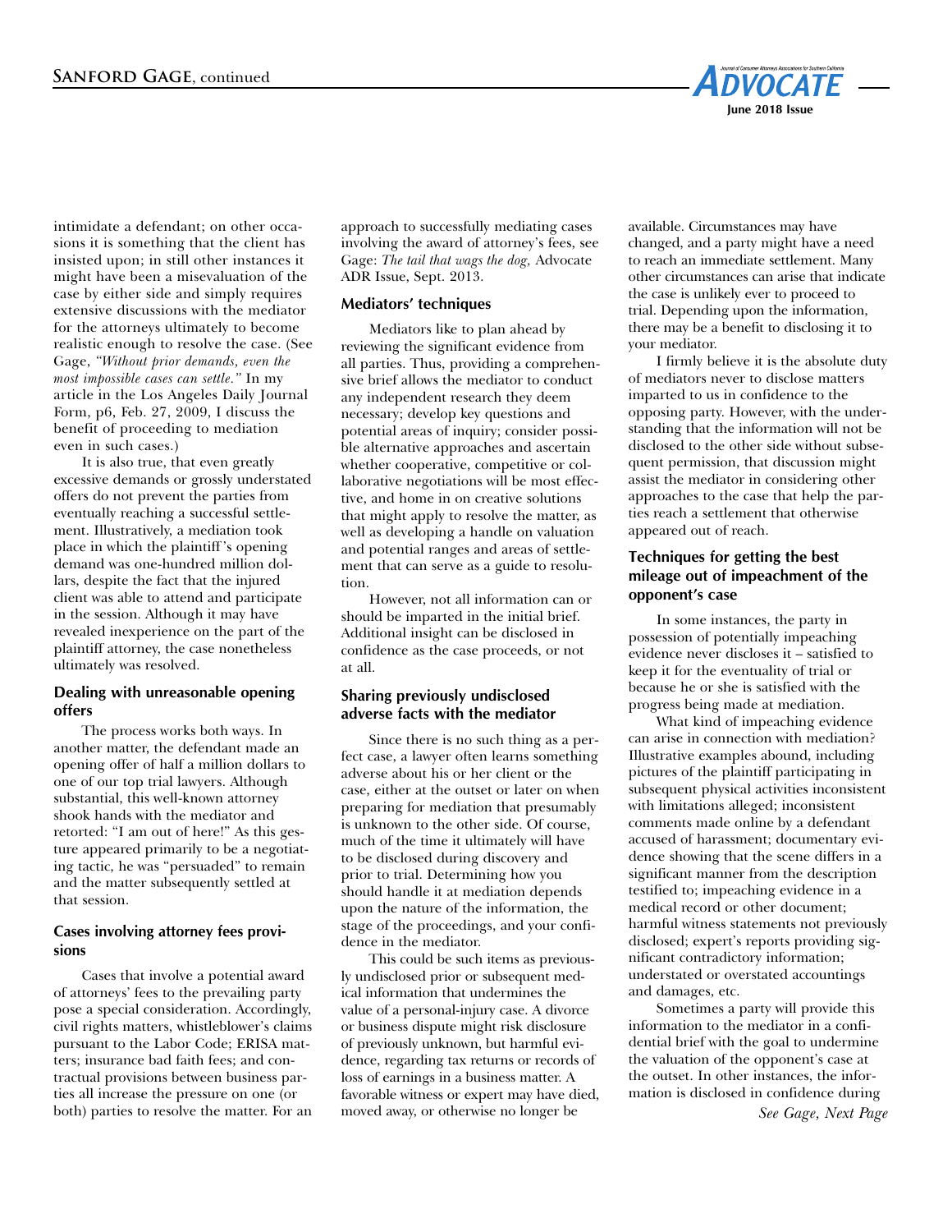intimidate a defendant; on other occasions it is something that the client has insisted upon; in still other instances it might have been a misevaluation of the case by either side and simply requires extensive discussions with the mediator for the attorneys ultimately to become realistic enough to resolve the case. (See Gage, *"Without prior demands, even the most impossible cases can settle."* In my article in the Los Angeles Daily Journal Form, p6, Feb. 27, 2009, I discuss the benefit of proceeding to mediation even in such cases.)

It is also true, that even greatly excessive demands or grossly understated offers do not prevent the parties from eventually reaching a successful settlement. Illustratively, a mediation took place in which the plaintiff's opening demand was one-hundred million dollars, despite the fact that the injured client was able to attend and participate in the session. Although it may have revealed inexperience on the part of the plaintiff attorney, the case nonetheless ultimately was resolved.

### Dealing with unreasonable opening offers

The process works both ways. In another matter, the defendant made an opening offer of half a million dollars to one of our top trial lawyers. Although substantial, this well-known attorney shook hands with the mediator and retorted: "I am out of here!" As this gesture appeared primarily to be a negotiating tactic, he was "persuaded" to remain and the matter subsequently settled at that session.

### Cases involving attorney fees provisions

Cases that involve a potential award of attorneys' fees to the prevailing party pose a special consideration. Accordingly, civil rights matters, whistleblower's claims pursuant to the Labor Code; ERISA matters; insurance bad faith fees; and contractual provisions between business parties all increase the pressure on one (or both) parties to resolve the matter. For an approach to successfully mediating cases involving the award of attorney's fees, see Gage: *The tail that wags the dog*, Advocate ADR Issue, Sept. 2013.

### Mediators' techniques

Mediators like to plan ahead by reviewing the significant evidence from all parties. Thus, providing a comprehensive brief allows the mediator to conduct any independent research they deem necessary; develop key questions and potential areas of inquiry; consider possible alternative approaches and ascertain whether cooperative, competitive or collaborative negotiations will be most effective, and home in on creative solutions that might apply to resolve the matter, as well as developing a handle on valuation and potential ranges and areas of settlement that can serve as a guide to resolution.

However, not all information can or should be imparted in the initial brief. Additional insight can be disclosed in confidence as the case proceeds, or not at all.

### Sharing previously undisclosed adverse facts with the mediator

Since there is no such thing as a perfect case, a lawyer often learns something adverse about his or her client or the case, either at the outset or later on when preparing for mediation that presumably is unknown to the other side. Of course, much of the time it ultimately will have to be disclosed during discovery and prior to trial. Determining how you should handle it at mediation depends upon the nature of the information, the stage of the proceedings, and your confidence in the mediator.

This could be such items as previously undisclosed prior or subsequent medical information that undermines the value of a personal-injury case. A divorce or business dispute might risk disclosure of previously unknown, but harmful evidence, regarding tax returns or records of loss of earnings in a business matter. A favorable witness or expert may have died, moved away, or otherwise no longer be available. Circumstances may have changed, and a party might have a need to reach an immediate settlement. Many other circumstances can arise that indicate the case is unlikely ever to proceed to trial. Depending upon the information, there may be a benefit to disclosing it to your mediator.

I firmly believe it is the absolute duty of mediators never to disclose matters imparted to us in confidence to the opposing party. However, with the understanding that the information will not be disclosed to the other side without subsequent permission, that discussion might assist the mediator in considering other approaches to the case that help the parties reach a settlement that otherwise appeared out of reach.

### Techniques for getting the best mileage out of impeachment of the opponent's case

In some instances, the party in possession of potentially impeaching evidence never discloses it – satisfied to keep it for the eventuality of trial or because he or she is satisfied with the progress being made at mediation.

What kind of impeaching evidence can arise in connection with mediation? Illustrative examples abound, including pictures of the plaintiff participating in subsequent physical activities inconsistent with limitations alleged; inconsistent comments made online by a defendant accused of harassment; documentary evidence showing that the scene differs in a significant manner from the description testified to; impeaching evidence in a medical record or other document; harmful witness statements not previously disclosed; expert's reports providing significant contradictory information; understated or overstated accountings and damages, etc.

Sometimes a party will provide this information to the mediator in a confidential brief with the goal to undermine the valuation of the opponent's case at the outset. In other instances, the information is disclosed in confidence during

*See Gage, Next Page*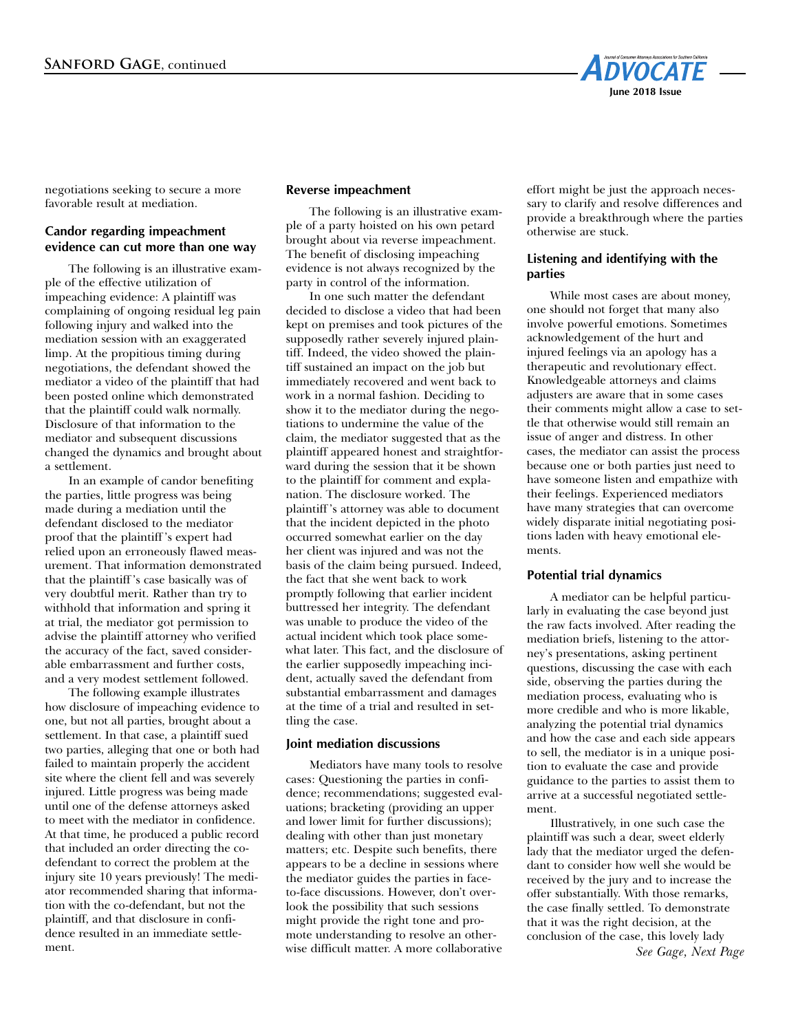negotiations seeking to secure a more favorable result at mediation.

### Candor regarding impeachment evidence can cut more than one way

The following is an illustrative example of the effective utilization of impeaching evidence: A plaintiff was complaining of ongoing residual leg pain following injury and walked into the mediation session with an exaggerated limp. At the propitious timing during negotiations, the defendant showed the mediator a video of the plaintiff that had been posted online which demonstrated that the plaintiff could walk normally. Disclosure of that information to the mediator and subsequent discussions changed the dynamics and brought about a settlement.

In an example of candor benefiting the parties, little progress was being made during a mediation until the defendant disclosed to the mediator proof that the plaintiff's expert had relied upon an erroneously flawed measurement. That information demonstrated that the plaintiff's case basically was of very doubtful merit. Rather than try to withhold that information and spring it at trial, the mediator got permission to advise the plaintiff attorney who verified the accuracy of the fact, saved considerable embarrassment and further costs, and a very modest settlement followed.

The following example illustrates how disclosure of impeaching evidence to one, but not all parties, brought about a settlement. In that case, a plaintiff sued two parties, alleging that one or both had failed to maintain properly the accident site where the client fell and was severely injured. Little progress was being made until one of the defense attorneys asked to meet with the mediator in confidence. At that time, he produced a public record that included an order directing the co-defendant to correct the problem at the injury site 10 years previously! The mediator recommended sharing that information with the co-defendant, but not the plaintiff, and that disclosure in confidence resulted in an immediate settlement.

### Reverse impeachment

The following is an illustrative example of a party hoisted on his own petard brought about via reverse impeachment. The benefit of disclosing impeaching evidence is not always recognized by the party in control of the information.

In one such matter the defendant decided to disclose a video that had been kept on premises and took pictures of the supposedly rather severely injured plaintiff. Indeed, the video showed the plaintiff sustained an impact on the job but immediately recovered and went back to work in a normal fashion. Deciding to show it to the mediator during the negotiations to undermine the value of the claim, the mediator suggested that as the plaintiff appeared honest and straightforward during the session that it be shown to the plaintiff for comment and explanation. The disclosure worked. The plaintiff's attorney was able to document that the incident depicted in the photo occurred somewhat earlier on the day her client was injured and was not the basis of the claim being pursued. Indeed, the fact that she went back to work promptly following that earlier incident buttressed her integrity. The defendant was unable to produce the video of the actual incident which took place somewhat later. This fact, and the disclosure of the earlier supposedly impeaching incident, actually saved the defendant from substantial embarrassment and damages at the time of a trial and resulted in settling the case.

### Joint mediation discussions

Mediators have many tools to resolve cases: Questioning the parties in confidence; recommendations; suggested evaluations; bracketing (providing an upper and lower limit for further discussions); dealing with other than just monetary matters; etc. Despite such benefits, there appears to be a decline in sessions where the mediator guides the parties in face-to-face discussions. However, don't overlook the possibility that such sessions might provide the right tone and promote understanding to resolve an otherwise difficult matter. A more collaborative effort might be just the approach necessary to clarify and resolve differences and provide a breakthrough where the parties otherwise are stuck.

### Listening and identifying with the parties

While most cases are about money, one should not forget that many also involve powerful emotions. Sometimes acknowledgement of the hurt and injured feelings via an apology has a therapeutic and revolutionary effect. Knowledgeable attorneys and claims adjusters are aware that in some cases their comments might allow a case to settle that otherwise would still remain an issue of anger and distress. In other cases, the mediator can assist the process because one or both parties just need to have someone listen and empathize with their feelings. Experienced mediators have many strategies that can overcome widely disparate initial negotiating positions laden with heavy emotional elements.

### Potential trial dynamics

A mediator can be helpful particularly in evaluating the case beyond just the raw facts involved. After reading the mediation briefs, listening to the attorney's presentations, asking pertinent questions, discussing the case with each side, observing the parties during the mediation process, evaluating who is more credible and who is more likable, analyzing the potential trial dynamics and how the case and each side appears to sell, the mediator is in a unique position to evaluate the case and provide guidance to the parties to assist them to arrive at a successful negotiated settlement.

Illustratively, in one such case the plaintiff was such a dear, sweet elderly lady that the mediator urged the defendant to consider how well she would be received by the jury and to increase the offer substantially. With those remarks, the case finally settled. To demonstrate that it was the right decision, at the conclusion of the case, this lovely lady

*See Gage, Next Page*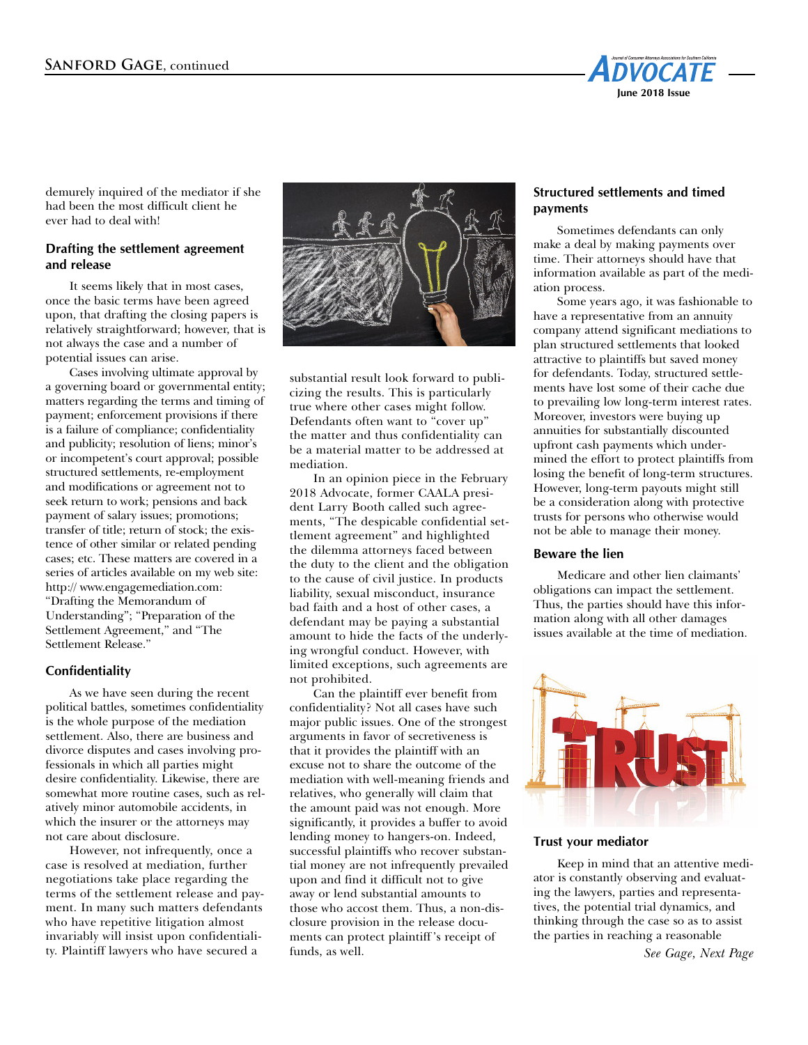demurely inquired of the mediator if she had been the most difficult client he ever had to deal with!

### Drafting the settlement agreement and release

It seems likely that in most cases, once the basic terms have been agreed upon, that drafting the closing papers is relatively straightforward; however, that is not always the case and a number of potential issues can arise.

Cases involving ultimate approval by a governing board or governmental entity; matters regarding the terms and timing of payment; enforcement provisions if there is a failure of compliance; confidentiality and publicity; resolution of liens; minor's or incompetent's court approval; possible structured settlements, re-employment and modifications or agreement not to seek return to work; pensions and back payment of salary issues; promotions; transfer of title; return of stock; the existence of other similar or related pending cases; etc. These matters are covered in a series of articles available on my web site: http:// www.engagemediation.com: "Drafting the Memorandum of Understanding"; "Preparation of the Settlement Agreement," and "The Settlement Release."

### Confidentiality

As we have seen during the recent political battles, sometimes confidentiality is the whole purpose of the mediation settlement. Also, there are business and divorce disputes and cases involving professionals in which all parties might desire confidentiality. Likewise, there are somewhat more routine cases, such as relatively minor automobile accidents, in which the insurer or the attorneys may not care about disclosure.

However, not infrequently, once a case is resolved at mediation, further negotiations take place regarding the terms of the settlement release and payment. In many such matters defendants who have repetitive litigation almost invariably will insist upon confidentiality. Plaintiff lawyers who have secured a substantial result look forward to publicizing the results. This is particularly true where other cases might follow. Defendants often want to "cover up" the matter and thus confidentiality can be a material matter to be addressed at mediation.

In an opinion piece in the February 2018 Advocate, former CAALA president Larry Booth called such agreements, "The despicable confidential settlement agreement" and highlighted the dilemma attorneys faced between the duty to the client and the obligation to the cause of civil justice. In products liability, sexual misconduct, insurance bad faith and a host of other cases, a defendant may be paying a substantial amount to hide the facts of the underlying wrongful conduct. However, with limited exceptions, such agreements are not prohibited.

Can the plaintiff ever benefit from confidentiality? Not all cases have such major public issues. One of the strongest arguments in favor of secretiveness is that it provides the plaintiff with an excuse not to share the outcome of the mediation with well-meaning friends and relatives, who generally will claim that the amount paid was not enough. More significantly, it provides a buffer to avoid lending money to hangers-on. Indeed, successful plaintiffs who recover substantial money are not infrequently prevailed upon and find it difficult not to give away or lend substantial amounts to those who accost them. Thus, a non-disclosure provision in the release documents can protect plaintiff's receipt of funds, as well.

### Structured settlements and timed payments

Sometimes defendants can only make a deal by making payments over time. Their attorneys should have that information available as part of the mediation process.

Some years ago, it was fashionable to have a representative from an annuity company attend significant mediations to plan structured settlements that looked attractive to plaintiffs but saved money for defendants. Today, structured settlements have lost some of their cache due to prevailing low long-term interest rates. Moreover, investors were buying up annuities for substantially discounted upfront cash payments which undermined the effort to protect plaintiffs from losing the benefit of long-term structures. However, long-term payouts might still be a consideration along with protective trusts for persons who otherwise would not be able to manage their money.

### Beware the lien

Medicare and other lien claimants' obligations can impact the settlement. Thus, the parties should have this information along with all other damages issues available at the time of mediation.

### Trust your mediator

Keep in mind that an attentive mediator is constantly observing and evaluating the lawyers, parties and representatives, the potential trial dynamics, and thinking through the case so as to assist the parties in reaching a reasonable

*See Gage, Next Page*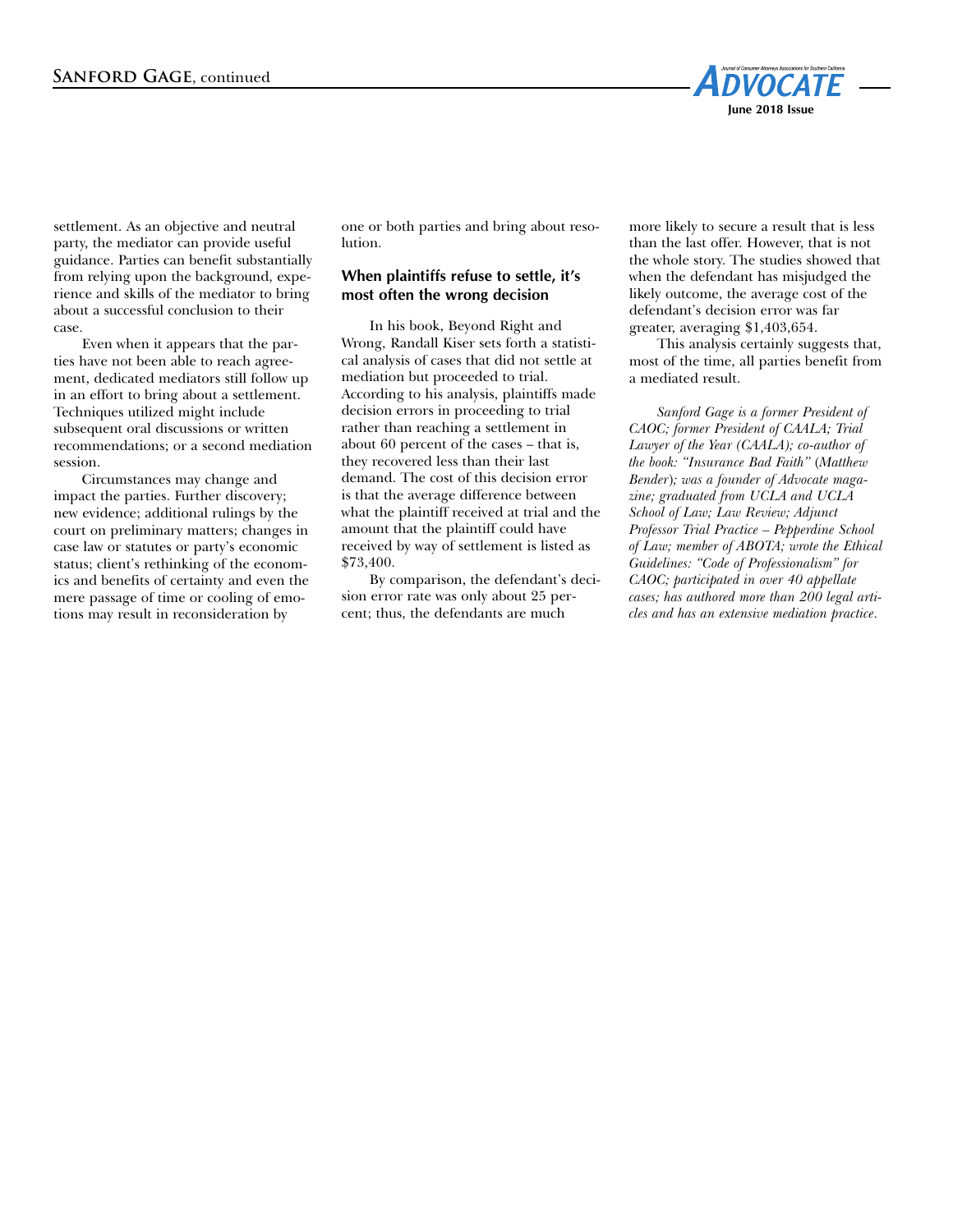settlement. As an objective and neutral party, the mediator can provide useful guidance. Parties can benefit substantially from relying upon the background, experience and skills of the mediator to bring about a successful conclusion to their case.

Even when it appears that the parties have not been able to reach agreement, dedicated mediators still follow up in an effort to bring about a settlement. Techniques utilized might include subsequent oral discussions or written recommendations; or a second mediation session.

Circumstances may change and impact the parties. Further discovery; new evidence; additional rulings by the court on preliminary matters; changes in case law or statutes or party's economic status; client's rethinking of the economics and benefits of certainty and even the mere passage of time or cooling of emotions may result in reconsideration by one or both parties and bring about resolution.

### When plaintiffs refuse to settle, it's most often the wrong decision

In his book, Beyond Right and Wrong, Randall Kiser sets forth a statistical analysis of cases that did not settle at mediation but proceeded to trial. According to his analysis, plaintiffs made decision errors in proceeding to trial rather than reaching a settlement in about 60 percent of the cases – that is, they recovered less than their last demand. The cost of this decision error is that the average difference between what the plaintiff received at trial and the amount that the plaintiff could have received by way of settlement is listed as $73,400.

By comparison, the defendant's decision error rate was only about 25 percent; thus, the defendants are much more likely to secure a result that is less than the last offer. However, that is not the whole story. The studies showed that when the defendant has misjudged the likely outcome, the average cost of the defendant's decision error was far greater, averaging $1,403,654.

This analysis certainly suggests that, most of the time, all parties benefit from a mediated result.

*Sanford Gage is a former President of CAOC; former President of CAALA; Trial Lawyer of the Year (CAALA); co-author of the book: "Insurance Bad Faith" (Matthew Bender); was a founder of Advocate magazine; graduated from UCLA and UCLA School of Law; Law Review; Adjunct Professor Trial Practice – Pepperdine School of Law; member of ABOTA; wrote the Ethical Guidelines: "Code of Professionalism" for CAOC; participated in over 40 appellate cases; has authored more than 200 legal articles and has an extensive mediation practice.*